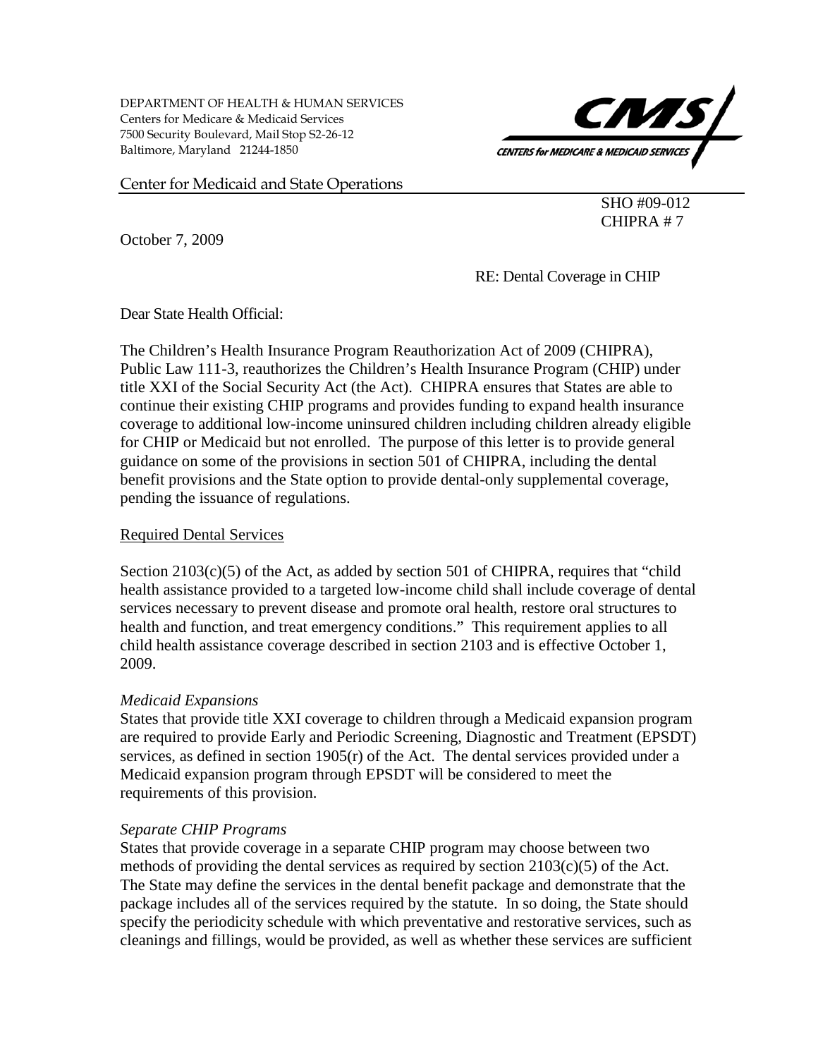DEPARTMENT OF HEALTH & HUMAN SERVICES
Centers for Medicare & Medicaid Services
7500 Security Boulevard, Mail Stop S2-26-12
Baltimore, Maryland 21244-1850

CMS CENTERS for MEDICARE & MEDICAID SERVICES

Center for Medicaid and State Operations

SHO #09-012
CHIPRA # 7

October 7, 2009

RE: Dental Coverage in CHIP

Dear State Health Official:

The Children's Health Insurance Program Reauthorization Act of 2009 (CHIPRA), Public Law 111-3, reauthorizes the Children's Health Insurance Program (CHIP) under title XXI of the Social Security Act (the Act). CHIPRA ensures that States are able to continue their existing CHIP programs and provides funding to expand health insurance coverage to additional low-income uninsured children including children already eligible for CHIP or Medicaid but not enrolled. The purpose of this letter is to provide general guidance on some of the provisions in section 501 of CHIPRA, including the dental benefit provisions and the State option to provide dental-only supplemental coverage, pending the issuance of regulations.

## Required Dental Services

Section 2103(c)(5) of the Act, as added by section 501 of CHIPRA, requires that "child health assistance provided to a targeted low-income child shall include coverage of dental services necessary to prevent disease and promote oral health, restore oral structures to health and function, and treat emergency conditions." This requirement applies to all child health assistance coverage described in section 2103 and is effective October 1, 2009.

*Medicaid Expansions*

States that provide title XXI coverage to children through a Medicaid expansion program are required to provide Early and Periodic Screening, Diagnostic and Treatment (EPSDT) services, as defined in section 1905(r) of the Act. The dental services provided under a Medicaid expansion program through EPSDT will be considered to meet the requirements of this provision.

*Separate CHIP Programs*

States that provide coverage in a separate CHIP program may choose between two methods of providing the dental services as required by section 2103(c)(5) of the Act. The State may define the services in the dental benefit package and demonstrate that the package includes all of the services required by the statute. In so doing, the State should specify the periodicity schedule with which preventative and restorative services, such as cleanings and fillings, would be provided, as well as whether these services are sufficient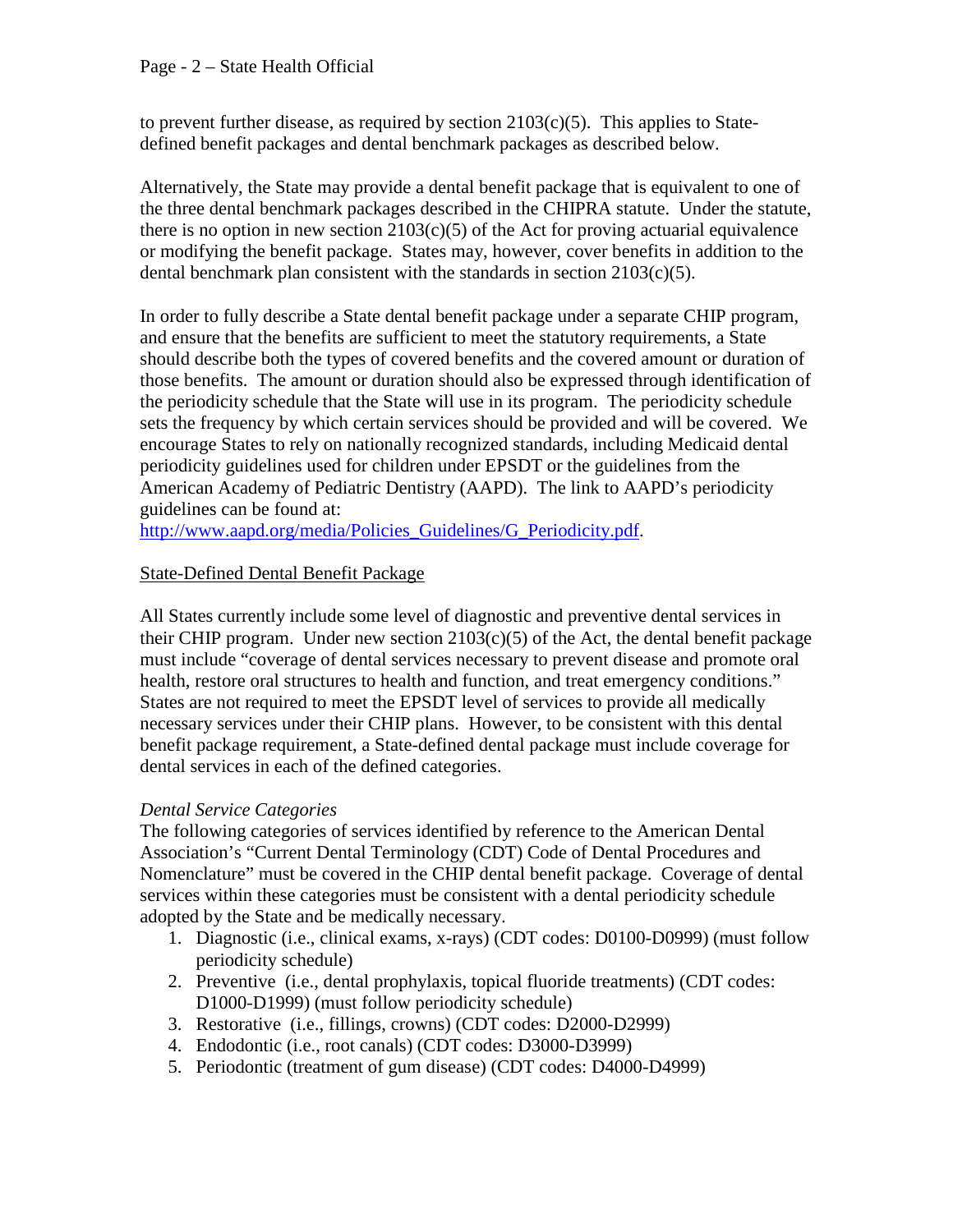to prevent further disease, as required by section 2103(c)(5). This applies to State-defined benefit packages and dental benchmark packages as described below.

Alternatively, the State may provide a dental benefit package that is equivalent to one of the three dental benchmark packages described in the CHIPRA statute. Under the statute, there is no option in new section 2103(c)(5) of the Act for proving actuarial equivalence or modifying the benefit package. States may, however, cover benefits in addition to the dental benchmark plan consistent with the standards in section 2103(c)(5).

In order to fully describe a State dental benefit package under a separate CHIP program, and ensure that the benefits are sufficient to meet the statutory requirements, a State should describe both the types of covered benefits and the covered amount or duration of those benefits. The amount or duration should also be expressed through identification of the periodicity schedule that the State will use in its program. The periodicity schedule sets the frequency by which certain services should be provided and will be covered. We encourage States to rely on nationally recognized standards, including Medicaid dental periodicity guidelines used for children under EPSDT or the guidelines from the American Academy of Pediatric Dentistry (AAPD). The link to AAPD's periodicity guidelines can be found at:
[http://www.aapd.org/media/Policies_Guidelines/G_Periodicity.pdf](http://www.aapd.org/media/Policies_Guidelines/G_Periodicity.pdf).

<u>State-Defined Dental Benefit Package</u>

All States currently include some level of diagnostic and preventive dental services in their CHIP program. Under new section 2103(c)(5) of the Act, the dental benefit package must include "coverage of dental services necessary to prevent disease and promote oral health, restore oral structures to health and function, and treat emergency conditions." States are not required to meet the EPSDT level of services to provide all medically necessary services under their CHIP plans. However, to be consistent with this dental benefit package requirement, a State-defined dental package must include coverage for dental services in each of the defined categories.

*Dental Service Categories*
The following categories of services identified by reference to the American Dental Association's "Current Dental Terminology (CDT) Code of Dental Procedures and Nomenclature" must be covered in the CHIP dental benefit package. Coverage of dental services within these categories must be consistent with a dental periodicity schedule adopted by the State and be medically necessary.

1. Diagnostic (i.e., clinical exams, x-rays) (CDT codes: D0100-D0999) (must follow periodicity schedule)
2. Preventive (i.e., dental prophylaxis, topical fluoride treatments) (CDT codes: D1000-D1999) (must follow periodicity schedule)
3. Restorative (i.e., fillings, crowns) (CDT codes: D2000-D2999)
4. Endodontic (i.e., root canals) (CDT codes: D3000-D3999)
5. Periodontic (treatment of gum disease) (CDT codes: D4000-D4999)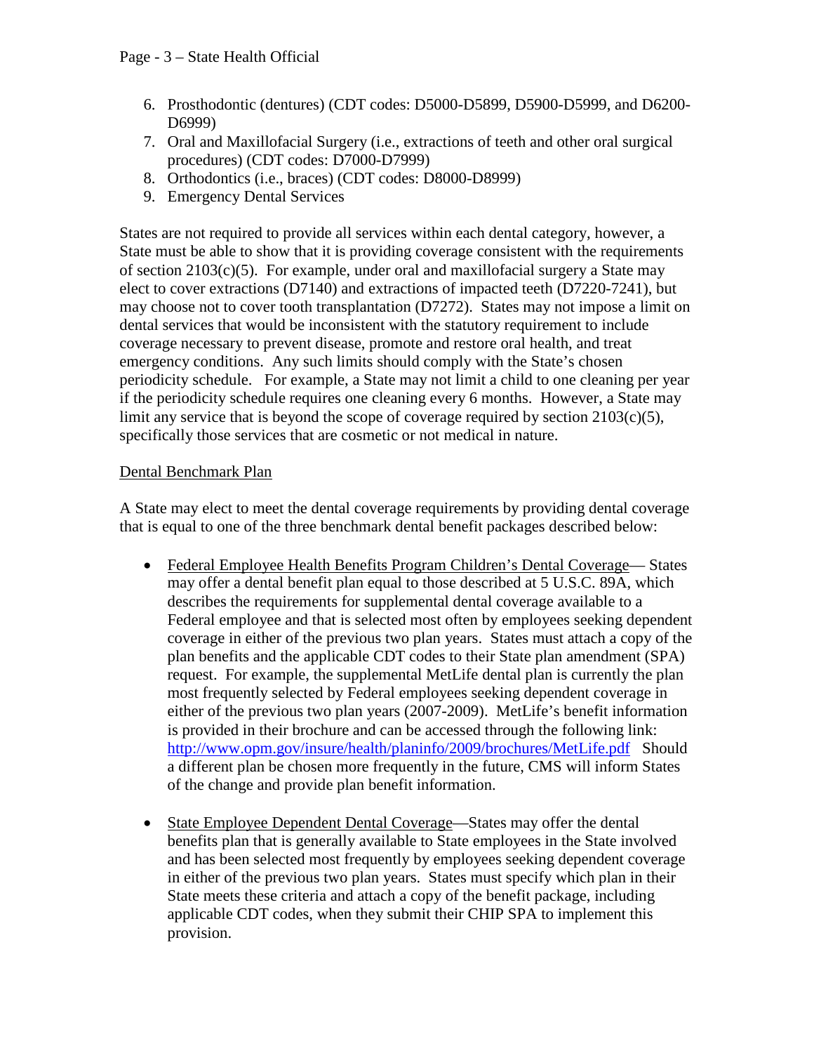6. Prosthodontic (dentures) (CDT codes: D5000-D5899, D5900-D5999, and D6200-D6999)
7. Oral and Maxillofacial Surgery (i.e., extractions of teeth and other oral surgical procedures) (CDT codes: D7000-D7999)
8. Orthodontics (i.e., braces) (CDT codes: D8000-D8999)
9. Emergency Dental Services

States are not required to provide all services within each dental category, however, a State must be able to show that it is providing coverage consistent with the requirements of section 2103(c)(5). For example, under oral and maxillofacial surgery a State may elect to cover extractions (D7140) and extractions of impacted teeth (D7220-7241), but may choose not to cover tooth transplantation (D7272). States may not impose a limit on dental services that would be inconsistent with the statutory requirement to include coverage necessary to prevent disease, promote and restore oral health, and treat emergency conditions. Any such limits should comply with the State's chosen periodicity schedule. For example, a State may not limit a child to one cleaning per year if the periodicity schedule requires one cleaning every 6 months. However, a State may limit any service that is beyond the scope of coverage required by section 2103(c)(5), specifically those services that are cosmetic or not medical in nature.

<u>Dental Benchmark Plan</u>

A State may elect to meet the dental coverage requirements by providing dental coverage that is equal to one of the three benchmark dental benefit packages described below:

- <u>Federal Employee Health Benefits Program Children's Dental Coverage</u>— States may offer a dental benefit plan equal to those described at 5 U.S.C. 89A, which describes the requirements for supplemental dental coverage available to a Federal employee and that is selected most often by employees seeking dependent coverage in either of the previous two plan years. States must attach a copy of the plan benefits and the applicable CDT codes to their State plan amendment (SPA) request. For example, the supplemental MetLife dental plan is currently the plan most frequently selected by Federal employees seeking dependent coverage in either of the previous two plan years (2007-2009). MetLife's benefit information is provided in their brochure and can be accessed through the following link: http://www.opm.gov/insure/health/planinfo/2009/brochures/MetLife.pdf Should a different plan be chosen more frequently in the future, CMS will inform States of the change and provide plan benefit information.

- <u>State Employee Dependent Dental Coverage</u>—States may offer the dental benefits plan that is generally available to State employees in the State involved and has been selected most frequently by employees seeking dependent coverage in either of the previous two plan years. States must specify which plan in their State meets these criteria and attach a copy of the benefit package, including applicable CDT codes, when they submit their CHIP SPA to implement this provision.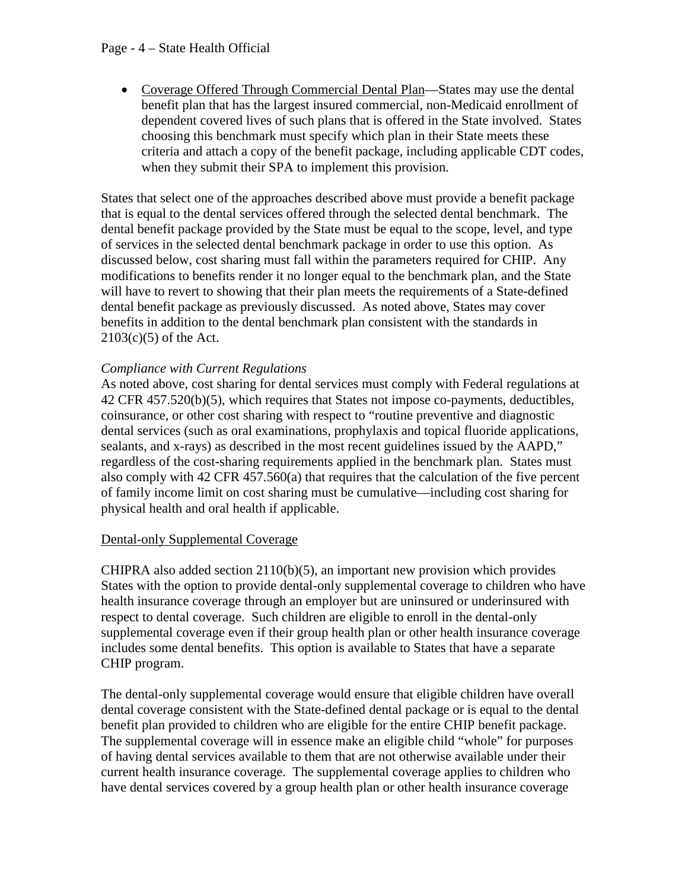- Coverage Offered Through Commercial Dental Plan—States may use the dental benefit plan that has the largest insured commercial, non-Medicaid enrollment of dependent covered lives of such plans that is offered in the State involved. States choosing this benchmark must specify which plan in their State meets these criteria and attach a copy of the benefit package, including applicable CDT codes, when they submit their SPA to implement this provision.

States that select one of the approaches described above must provide a benefit package that is equal to the dental services offered through the selected dental benchmark. The dental benefit package provided by the State must be equal to the scope, level, and type of services in the selected dental benchmark package in order to use this option. As discussed below, cost sharing must fall within the parameters required for CHIP. Any modifications to benefits render it no longer equal to the benchmark plan, and the State will have to revert to showing that their plan meets the requirements of a State-defined dental benefit package as previously discussed. As noted above, States may cover benefits in addition to the dental benchmark plan consistent with the standards in 2103(c)(5) of the Act.

*Compliance with Current Regulations*

As noted above, cost sharing for dental services must comply with Federal regulations at 42 CFR 457.520(b)(5), which requires that States not impose co-payments, deductibles, coinsurance, or other cost sharing with respect to "routine preventive and diagnostic dental services (such as oral examinations, prophylaxis and topical fluoride applications, sealants, and x-rays) as described in the most recent guidelines issued by the AAPD," regardless of the cost-sharing requirements applied in the benchmark plan. States must also comply with 42 CFR 457.560(a) that requires that the calculation of the five percent of family income limit on cost sharing must be cumulative—including cost sharing for physical health and oral health if applicable.

## Dental-only Supplemental Coverage

CHIPRA also added section 2110(b)(5), an important new provision which provides States with the option to provide dental-only supplemental coverage to children who have health insurance coverage through an employer but are uninsured or underinsured with respect to dental coverage. Such children are eligible to enroll in the dental-only supplemental coverage even if their group health plan or other health insurance coverage includes some dental benefits. This option is available to States that have a separate CHIP program.

The dental-only supplemental coverage would ensure that eligible children have overall dental coverage consistent with the State-defined dental package or is equal to the dental benefit plan provided to children who are eligible for the entire CHIP benefit package. The supplemental coverage will in essence make an eligible child "whole" for purposes of having dental services available to them that are not otherwise available under their current health insurance coverage. The supplemental coverage applies to children who have dental services covered by a group health plan or other health insurance coverage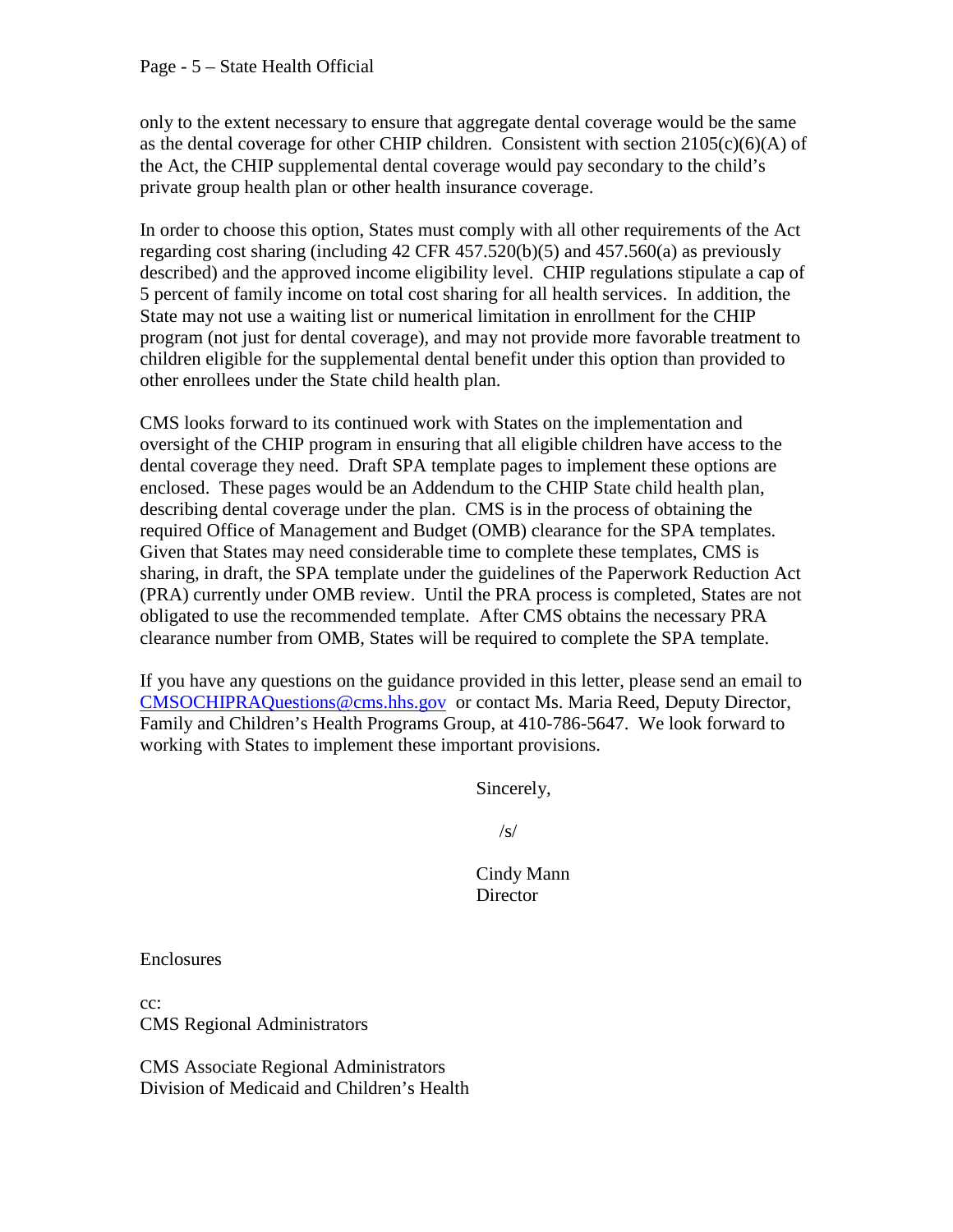only to the extent necessary to ensure that aggregate dental coverage would be the same as the dental coverage for other CHIP children. Consistent with section 2105(c)(6)(A) of the Act, the CHIP supplemental dental coverage would pay secondary to the child's private group health plan or other health insurance coverage.

In order to choose this option, States must comply with all other requirements of the Act regarding cost sharing (including 42 CFR 457.520(b)(5) and 457.560(a) as previously described) and the approved income eligibility level. CHIP regulations stipulate a cap of 5 percent of family income on total cost sharing for all health services. In addition, the State may not use a waiting list or numerical limitation in enrollment for the CHIP program (not just for dental coverage), and may not provide more favorable treatment to children eligible for the supplemental dental benefit under this option than provided to other enrollees under the State child health plan.

CMS looks forward to its continued work with States on the implementation and oversight of the CHIP program in ensuring that all eligible children have access to the dental coverage they need. Draft SPA template pages to implement these options are enclosed. These pages would be an Addendum to the CHIP State child health plan, describing dental coverage under the plan. CMS is in the process of obtaining the required Office of Management and Budget (OMB) clearance for the SPA templates. Given that States may need considerable time to complete these templates, CMS is sharing, in draft, the SPA template under the guidelines of the Paperwork Reduction Act (PRA) currently under OMB review. Until the PRA process is completed, States are not obligated to use the recommended template. After CMS obtains the necessary PRA clearance number from OMB, States will be required to complete the SPA template.

If you have any questions on the guidance provided in this letter, please send an email to CMSOCHIPRAQuestions@cms.hhs.gov or contact Ms. Maria Reed, Deputy Director, Family and Children's Health Programs Group, at 410-786-5647. We look forward to working with States to implement these important provisions.

Sincerely,

/s/

Cindy Mann
Director

Enclosures

cc:
CMS Regional Administrators

CMS Associate Regional Administrators
Division of Medicaid and Children's Health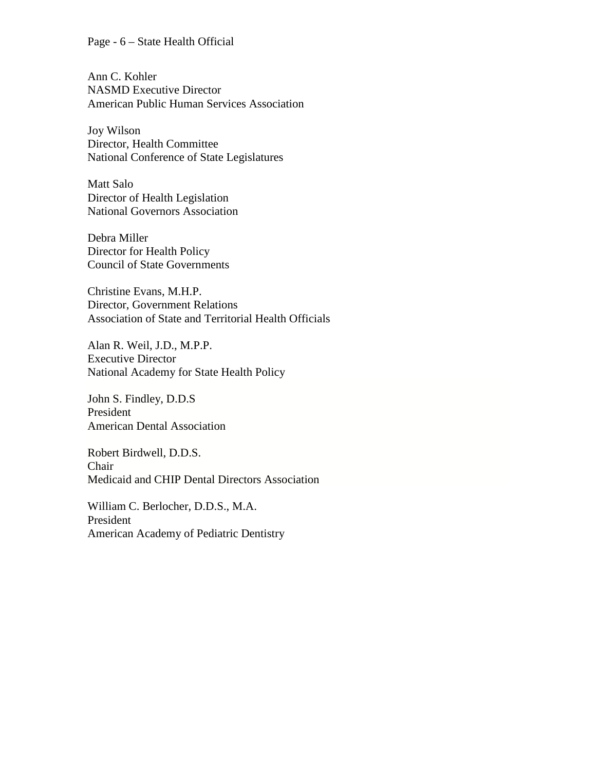Ann C. Kohler
NASMD Executive Director
American Public Human Services Association

Joy Wilson
Director, Health Committee
National Conference of State Legislatures

Matt Salo
Director of Health Legislation
National Governors Association

Debra Miller
Director for Health Policy
Council of State Governments

Christine Evans, M.H.P.
Director, Government Relations
Association of State and Territorial Health Officials

Alan R. Weil, J.D., M.P.P.
Executive Director
National Academy for State Health Policy

John S. Findley, D.D.S
President
American Dental Association

Robert Birdwell, D.D.S.
Chair
Medicaid and CHIP Dental Directors Association

William C. Berlocher, D.D.S., M.A.
President
American Academy of Pediatric Dentistry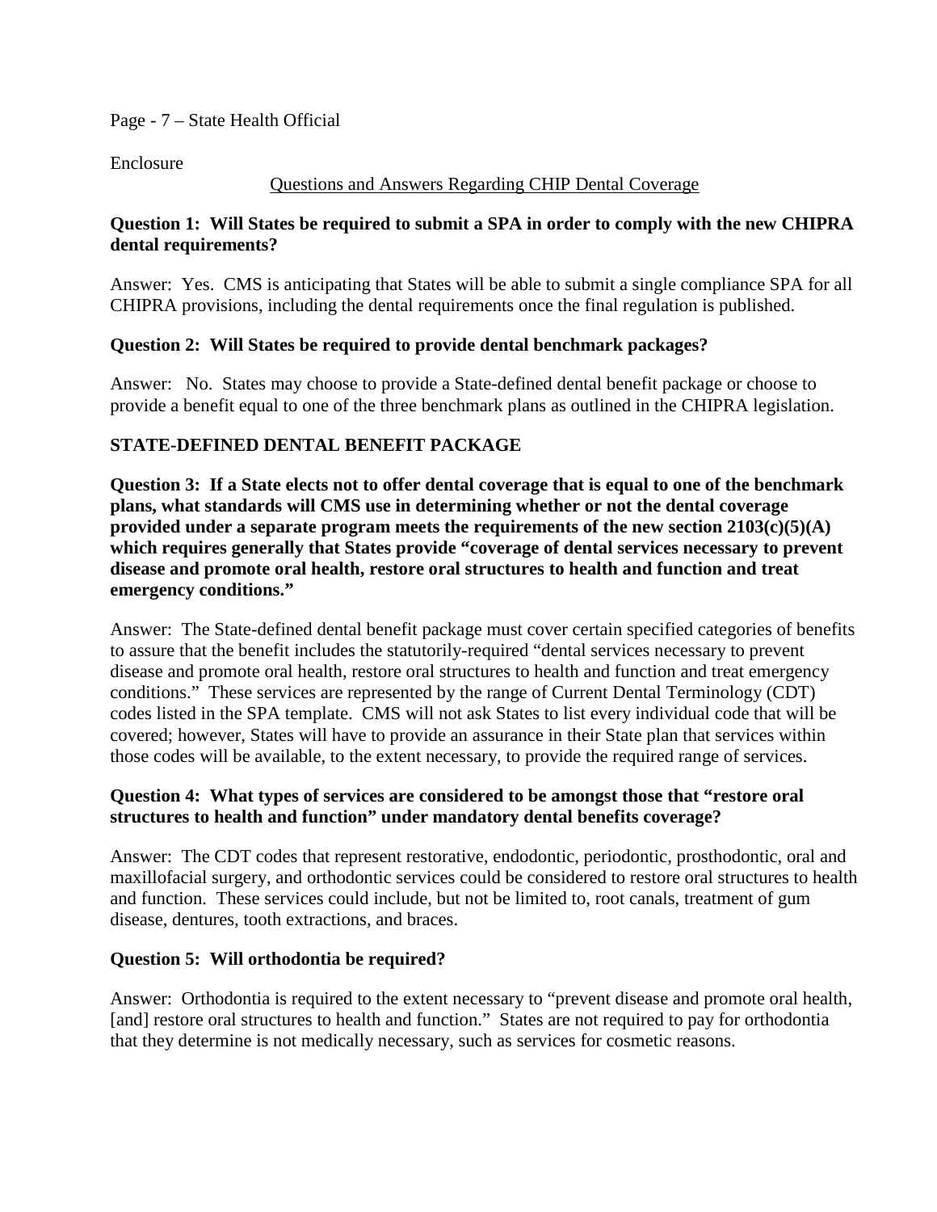Enclosure

Questions and Answers Regarding CHIP Dental Coverage

**Question 1: Will States be required to submit a SPA in order to comply with the new CHIPRA dental requirements?**

Answer: Yes. CMS is anticipating that States will be able to submit a single compliance SPA for all CHIPRA provisions, including the dental requirements once the final regulation is published.

**Question 2: Will States be required to provide dental benchmark packages?**

Answer: No. States may choose to provide a State-defined dental benefit package or choose to provide a benefit equal to one of the three benchmark plans as outlined in the CHIPRA legislation.

**STATE-DEFINED DENTAL BENEFIT PACKAGE**

**Question 3: If a State elects not to offer dental coverage that is equal to one of the benchmark plans, what standards will CMS use in determining whether or not the dental coverage provided under a separate program meets the requirements of the new section 2103(c)(5)(A) which requires generally that States provide "coverage of dental services necessary to prevent disease and promote oral health, restore oral structures to health and function and treat emergency conditions."**

Answer: The State-defined dental benefit package must cover certain specified categories of benefits to assure that the benefit includes the statutorily-required "dental services necessary to prevent disease and promote oral health, restore oral structures to health and function and treat emergency conditions." These services are represented by the range of Current Dental Terminology (CDT) codes listed in the SPA template. CMS will not ask States to list every individual code that will be covered; however, States will have to provide an assurance in their State plan that services within those codes will be available, to the extent necessary, to provide the required range of services.

**Question 4: What types of services are considered to be amongst those that "restore oral structures to health and function" under mandatory dental benefits coverage?**

Answer: The CDT codes that represent restorative, endodontic, periodontic, prosthodontic, oral and maxillofacial surgery, and orthodontic services could be considered to restore oral structures to health and function. These services could include, but not be limited to, root canals, treatment of gum disease, dentures, tooth extractions, and braces.

**Question 5: Will orthodontia be required?**

Answer: Orthodontia is required to the extent necessary to "prevent disease and promote oral health, [and] restore oral structures to health and function." States are not required to pay for orthodontia that they determine is not medically necessary, such as services for cosmetic reasons.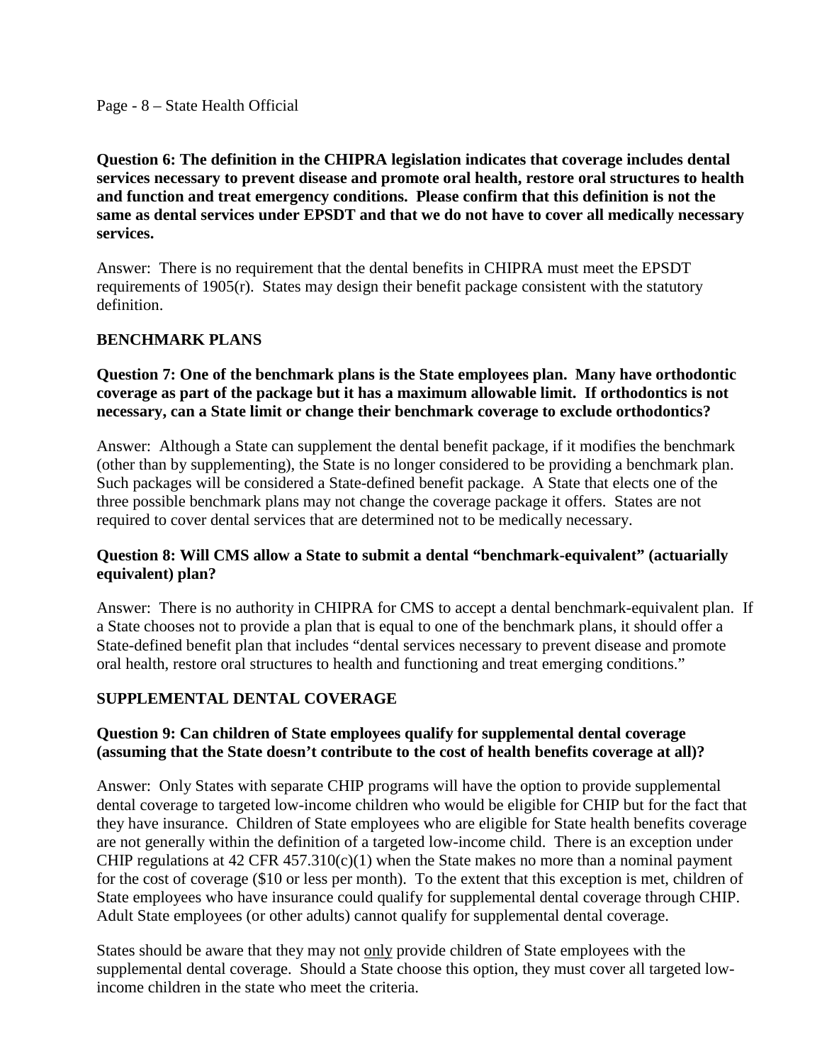**Question 6: The definition in the CHIPRA legislation indicates that coverage includes dental services necessary to prevent disease and promote oral health, restore oral structures to health and function and treat emergency conditions. Please confirm that this definition is not the same as dental services under EPSDT and that we do not have to cover all medically necessary services.**

Answer: There is no requirement that the dental benefits in CHIPRA must meet the EPSDT requirements of 1905(r). States may design their benefit package consistent with the statutory definition.

## BENCHMARK PLANS

**Question 7: One of the benchmark plans is the State employees plan. Many have orthodontic coverage as part of the package but it has a maximum allowable limit. If orthodontics is not necessary, can a State limit or change their benchmark coverage to exclude orthodontics?**

Answer: Although a State can supplement the dental benefit package, if it modifies the benchmark (other than by supplementing), the State is no longer considered to be providing a benchmark plan. Such packages will be considered a State-defined benefit package. A State that elects one of the three possible benchmark plans may not change the coverage package it offers. States are not required to cover dental services that are determined not to be medically necessary.

**Question 8: Will CMS allow a State to submit a dental "benchmark-equivalent" (actuarially equivalent) plan?**

Answer: There is no authority in CHIPRA for CMS to accept a dental benchmark-equivalent plan. If a State chooses not to provide a plan that is equal to one of the benchmark plans, it should offer a State-defined benefit plan that includes "dental services necessary to prevent disease and promote oral health, restore oral structures to health and functioning and treat emerging conditions."

## SUPPLEMENTAL DENTAL COVERAGE

**Question 9: Can children of State employees qualify for supplemental dental coverage (assuming that the State doesn't contribute to the cost of health benefits coverage at all)?**

Answer: Only States with separate CHIP programs will have the option to provide supplemental dental coverage to targeted low-income children who would be eligible for CHIP but for the fact that they have insurance. Children of State employees who are eligible for State health benefits coverage are not generally within the definition of a targeted low-income child. There is an exception under CHIP regulations at 42 CFR 457.310(c)(1) when the State makes no more than a nominal payment for the cost of coverage ($10 or less per month). To the extent that this exception is met, children of State employees who have insurance could qualify for supplemental dental coverage through CHIP. Adult State employees (or other adults) cannot qualify for supplemental dental coverage.

States should be aware that they may not <u>only</u> provide children of State employees with the supplemental dental coverage. Should a State choose this option, they must cover all targeted low-income children in the state who meet the criteria.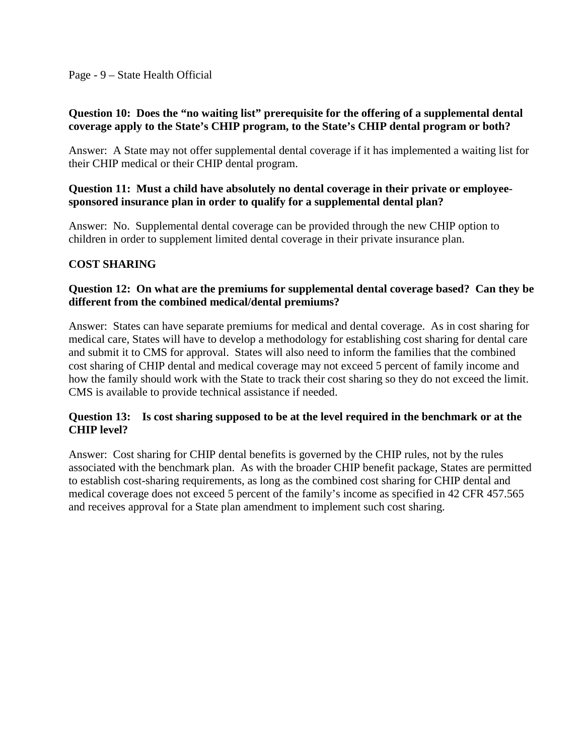**Question 10: Does the "no waiting list" prerequisite for the offering of a supplemental dental coverage apply to the State's CHIP program, to the State's CHIP dental program or both?**

Answer: A State may not offer supplemental dental coverage if it has implemented a waiting list for their CHIP medical or their CHIP dental program.

**Question 11: Must a child have absolutely no dental coverage in their private or employee-sponsored insurance plan in order to qualify for a supplemental dental plan?**

Answer: No. Supplemental dental coverage can be provided through the new CHIP option to children in order to supplement limited dental coverage in their private insurance plan.

## COST SHARING

**Question 12: On what are the premiums for supplemental dental coverage based? Can they be different from the combined medical/dental premiums?**

Answer: States can have separate premiums for medical and dental coverage. As in cost sharing for medical care, States will have to develop a methodology for establishing cost sharing for dental care and submit it to CMS for approval. States will also need to inform the families that the combined cost sharing of CHIP dental and medical coverage may not exceed 5 percent of family income and how the family should work with the State to track their cost sharing so they do not exceed the limit. CMS is available to provide technical assistance if needed.

**Question 13: Is cost sharing supposed to be at the level required in the benchmark or at the CHIP level?**

Answer: Cost sharing for CHIP dental benefits is governed by the CHIP rules, not by the rules associated with the benchmark plan. As with the broader CHIP benefit package, States are permitted to establish cost-sharing requirements, as long as the combined cost sharing for CHIP dental and medical coverage does not exceed 5 percent of the family's income as specified in 42 CFR 457.565 and receives approval for a State plan amendment to implement such cost sharing.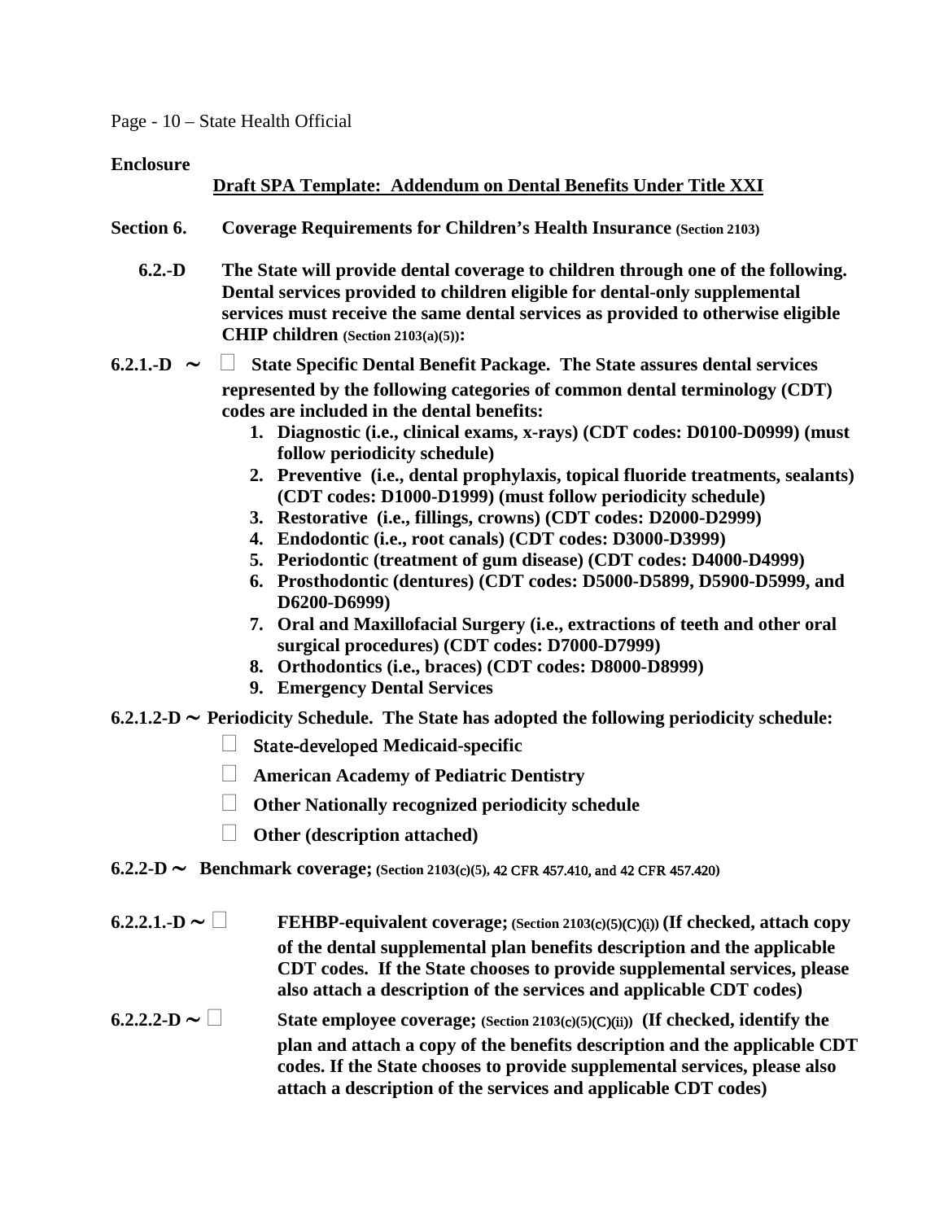**Enclosure**

**Draft SPA Template: Addendum on Dental Benefits Under Title XXI**

**Section 6. Coverage Requirements for Children's Health Insurance (Section 2103)**

**6.2.-D The State will provide dental coverage to children through one of the following. Dental services provided to children eligible for dental-only supplemental services must receive the same dental services as provided to otherwise eligible CHIP children (Section 2103(a)(5)):**

**6.2.1.-D ~ ☐ State Specific Dental Benefit Package. The State assures dental services represented by the following categories of common dental terminology (CDT) codes are included in the dental benefits:**

1. **Diagnostic (i.e., clinical exams, x-rays) (CDT codes: D0100-D0999) (must follow periodicity schedule)**
2. **Preventive (i.e., dental prophylaxis, topical fluoride treatments, sealants) (CDT codes: D1000-D1999) (must follow periodicity schedule)**
3. **Restorative (i.e., fillings, crowns) (CDT codes: D2000-D2999)**
4. **Endodontic (i.e., root canals) (CDT codes: D3000-D3999)**
5. **Periodontic (treatment of gum disease) (CDT codes: D4000-D4999)**
6. **Prosthodontic (dentures) (CDT codes: D5000-D5899, D5900-D5999, and D6200-D6999)**
7. **Oral and Maxillofacial Surgery (i.e., extractions of teeth and other oral surgical procedures) (CDT codes: D7000-D7999)**
8. **Orthodontics (i.e., braces) (CDT codes: D8000-D8999)**
9. **Emergency Dental Services**

**6.2.1.2-D ~ Periodicity Schedule. The State has adopted the following periodicity schedule:**

- ☐ **State-developed Medicaid-specific**
- ☐ **American Academy of Pediatric Dentistry**
- ☐ **Other Nationally recognized periodicity schedule**
- ☐ **Other (description attached)**

**6.2.2-D ~ Benchmark coverage; (Section 2103(c)(5), 42 CFR 457.410, and 42 CFR 457.420)**

**6.2.2.1.-D ~ ☐ FEHBP-equivalent coverage; (Section 2103(c)(5)(C)(i)) (If checked, attach copy of the dental supplemental plan benefits description and the applicable CDT codes. If the State chooses to provide supplemental services, please also attach a description of the services and applicable CDT codes)**

**6.2.2.2-D ~ ☐ State employee coverage; (Section 2103(c)(5)(C)(ii)) (If checked, identify the plan and attach a copy of the benefits description and the applicable CDT codes. If the State chooses to provide supplemental services, please also attach a description of the services and applicable CDT codes)**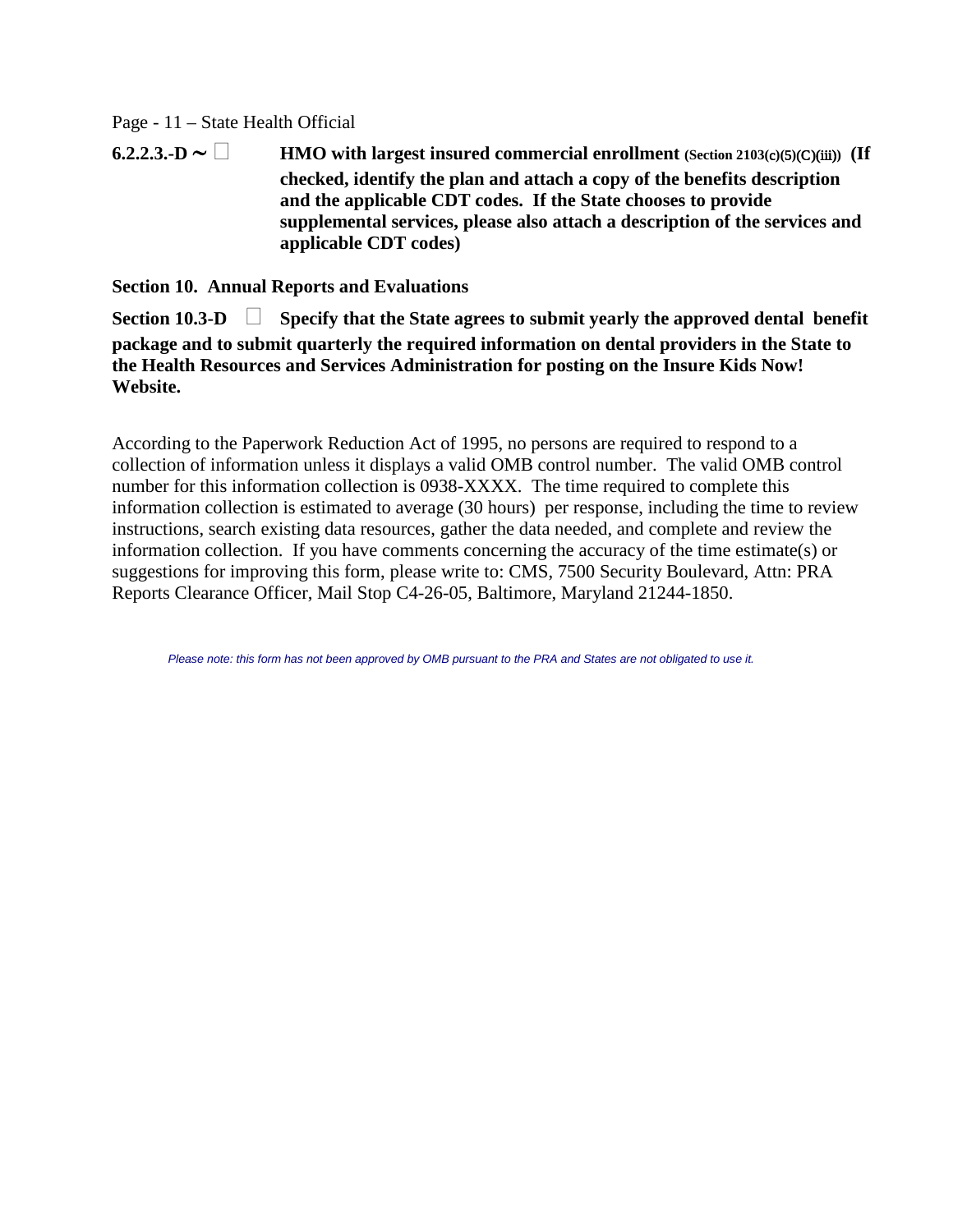**6.2.2.3.-D** ∼ ☐ **HMO with largest insured commercial enrollment** (Section 2103(c)(5)(C)(iii)) **(If checked, identify the plan and attach a copy of the benefits description and the applicable CDT codes. If the State chooses to provide supplemental services, please also attach a description of the services and applicable CDT codes)**

**Section 10. Annual Reports and Evaluations**

**Section 10.3-D** ☐ **Specify that the State agrees to submit yearly the approved dental benefit package and to submit quarterly the required information on dental providers in the State to the Health Resources and Services Administration for posting on the Insure Kids Now! Website.**

According to the Paperwork Reduction Act of 1995, no persons are required to respond to a collection of information unless it displays a valid OMB control number. The valid OMB control number for this information collection is 0938-XXXX. The time required to complete this information collection is estimated to average (30 hours) per response, including the time to review instructions, search existing data resources, gather the data needed, and complete and review the information collection. If you have comments concerning the accuracy of the time estimate(s) or suggestions for improving this form, please write to: CMS, 7500 Security Boulevard, Attn: PRA Reports Clearance Officer, Mail Stop C4-26-05, Baltimore, Maryland 21244-1850.

*Please note: this form has not been approved by OMB pursuant to the PRA and States are not obligated to use it.*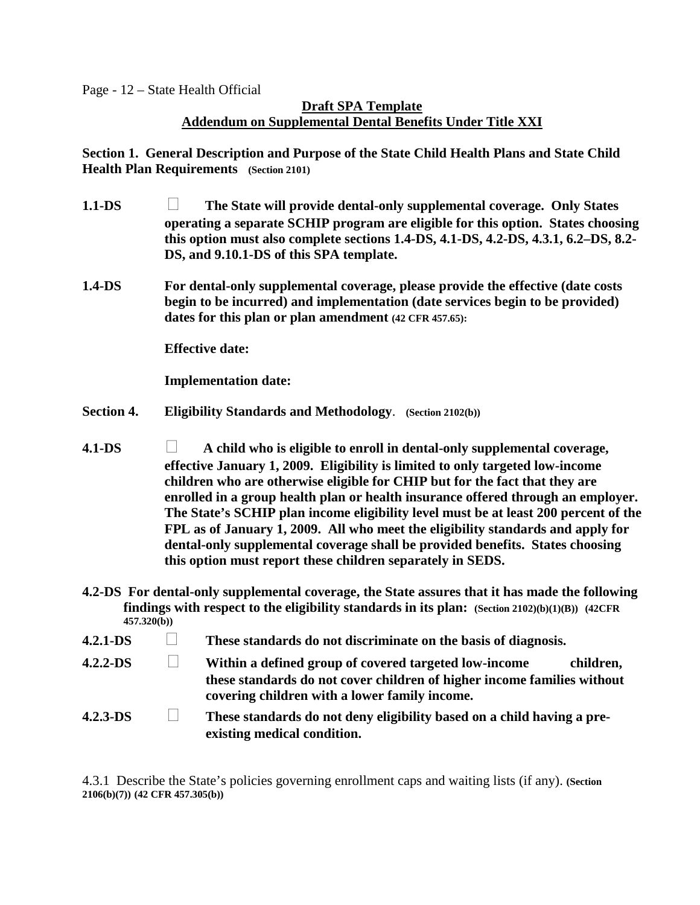**Draft SPA Template**
**Addendum on Supplemental Dental Benefits Under Title XXI**

**Section 1. General Description and Purpose of the State Child Health Plans and State Child Health Plan Requirements** **(Section 2101)**

**1.1-DS** ☐ **The State will provide dental-only supplemental coverage. Only States operating a separate SCHIP program are eligible for this option. States choosing this option must also complete sections 1.4-DS, 4.1-DS, 4.2-DS, 4.3.1, 6.2–DS, 8.2-DS, and 9.10.1-DS of this SPA template.**

**1.4-DS** **For dental-only supplemental coverage, please provide the effective (date costs begin to be incurred) and implementation (date services begin to be provided) dates for this plan or plan amendment (42 CFR 457.65):**

**Effective date:**

**Implementation date:**

**Section 4.** **Eligibility Standards and Methodology**. **(Section 2102(b))**

**4.1-DS** ☐ **A child who is eligible to enroll in dental-only supplemental coverage, effective January 1, 2009. Eligibility is limited to only targeted low-income children who are otherwise eligible for CHIP but for the fact that they are enrolled in a group health plan or health insurance offered through an employer. The State's SCHIP plan income eligibility level must be at least 200 percent of the FPL as of January 1, 2009. All who meet the eligibility standards and apply for dental-only supplemental coverage shall be provided benefits. States choosing this option must report these children separately in SEDS.**

**4.2-DS For dental-only supplemental coverage, the State assures that it has made the following findings with respect to the eligibility standards in its plan: (Section 2102)(b)(1)(B)) (42CFR 457.320(b))**

**4.2.1-DS** ☐ **These standards do not discriminate on the basis of diagnosis.**

**4.2.2-DS** ☐ **Within a defined group of covered targeted low-income children, these standards do not cover children of higher income families without covering children with a lower family income.**

**4.2.3-DS** ☐ **These standards do not deny eligibility based on a child having a pre-existing medical condition.**

4.3.1 Describe the State's policies governing enrollment caps and waiting lists (if any). **(Section 2106(b)(7)) (42 CFR 457.305(b))**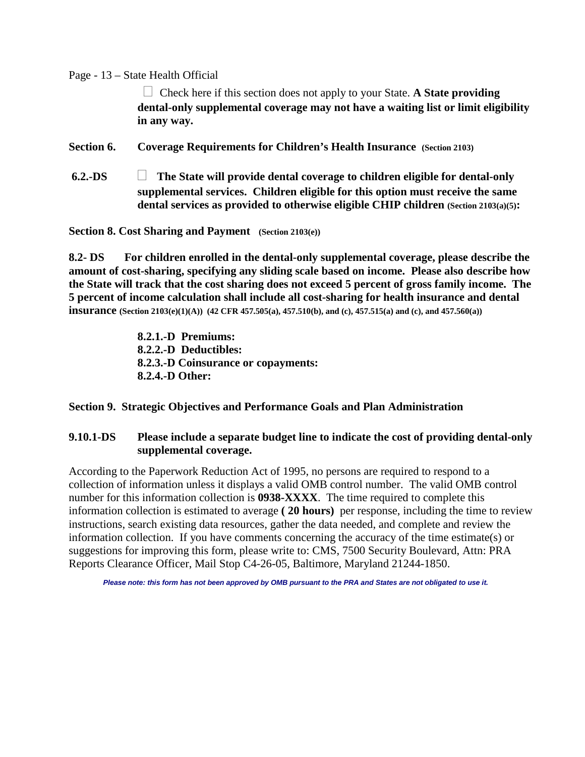☐ Check here if this section does not apply to your State. **A State providing dental-only supplemental coverage may not have a waiting list or limit eligibility in any way.**

**Section 6. Coverage Requirements for Children's Health Insurance (Section 2103)**

**6.2.-DS** ☐ **The State will provide dental coverage to children eligible for dental-only supplemental services. Children eligible for this option must receive the same dental services as provided to otherwise eligible CHIP children (Section 2103(a)(5):**

**Section 8. Cost Sharing and Payment (Section 2103(e))**

**8.2- DS For children enrolled in the dental-only supplemental coverage, please describe the amount of cost-sharing, specifying any sliding scale based on income. Please also describe how the State will track that the cost sharing does not exceed 5 percent of gross family income. The 5 percent of income calculation shall include all cost-sharing for health insurance and dental insurance (Section 2103(e)(1)(A)) (42 CFR 457.505(a), 457.510(b), and (c), 457.515(a) and (c), and 457.560(a))**

**8.2.1.-D Premiums:**
**8.2.2.-D Deductibles:**
**8.2.3.-D Coinsurance or copayments:**
**8.2.4.-D Other:**

**Section 9. Strategic Objectives and Performance Goals and Plan Administration**

**9.10.1-DS Please include a separate budget line to indicate the cost of providing dental-only supplemental coverage.**

According to the Paperwork Reduction Act of 1995, no persons are required to respond to a collection of information unless it displays a valid OMB control number. The valid OMB control number for this information collection is **0938-XXXX**. The time required to complete this information collection is estimated to average **( 20 hours)** per response, including the time to review instructions, search existing data resources, gather the data needed, and complete and review the information collection. If you have comments concerning the accuracy of the time estimate(s) or suggestions for improving this form, please write to: CMS, 7500 Security Boulevard, Attn: PRA Reports Clearance Officer, Mail Stop C4-26-05, Baltimore, Maryland 21244-1850.

***Please note: this form has not been approved by OMB pursuant to the PRA and States are not obligated to use it.***